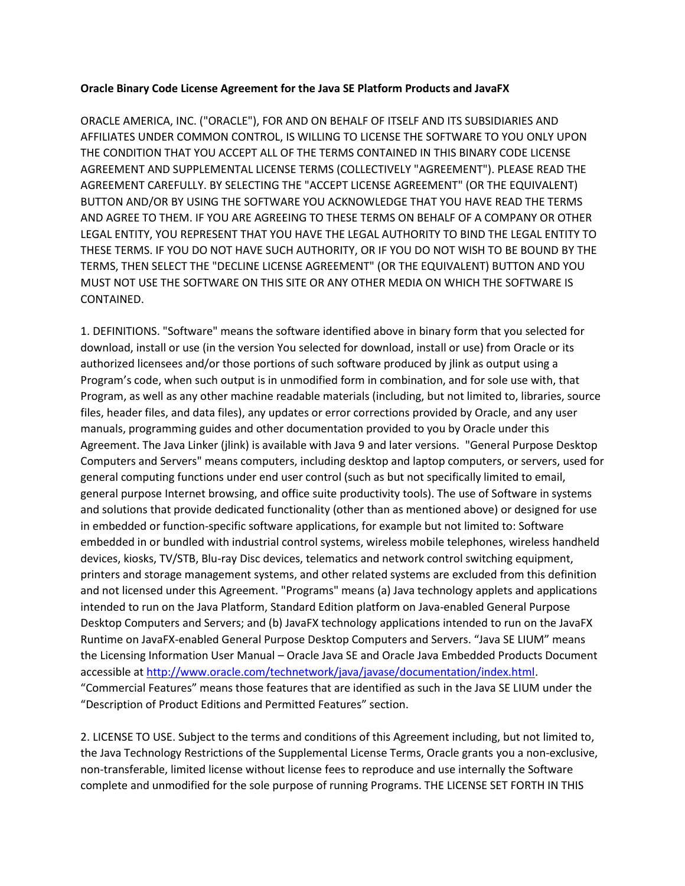**Oracle Binary Code License Agreement for the Java SE Platform Products and JavaFX**

ORACLE AMERICA, INC. ("ORACLE"), FOR AND ON BEHALF OF ITSELF AND ITS SUBSIDIARIES AND AFFILIATES UNDER COMMON CONTROL, IS WILLING TO LICENSE THE SOFTWARE TO YOU ONLY UPON THE CONDITION THAT YOU ACCEPT ALL OF THE TERMS CONTAINED IN THIS BINARY CODE LICENSE AGREEMENT AND SUPPLEMENTAL LICENSE TERMS (COLLECTIVELY "AGREEMENT"). PLEASE READ THE AGREEMENT CAREFULLY. BY SELECTING THE "ACCEPT LICENSE AGREEMENT" (OR THE EQUIVALENT) BUTTON AND/OR BY USING THE SOFTWARE YOU ACKNOWLEDGE THAT YOU HAVE READ THE TERMS AND AGREE TO THEM. IF YOU ARE AGREEING TO THESE TERMS ON BEHALF OF A COMPANY OR OTHER LEGAL ENTITY, YOU REPRESENT THAT YOU HAVE THE LEGAL AUTHORITY TO BIND THE LEGAL ENTITY TO THESE TERMS. IF YOU DO NOT HAVE SUCH AUTHORITY, OR IF YOU DO NOT WISH TO BE BOUND BY THE TERMS, THEN SELECT THE "DECLINE LICENSE AGREEMENT" (OR THE EQUIVALENT) BUTTON AND YOU MUST NOT USE THE SOFTWARE ON THIS SITE OR ANY OTHER MEDIA ON WHICH THE SOFTWARE IS CONTAINED.

1. DEFINITIONS. "Software" means the software identified above in binary form that you selected for download, install or use (in the version You selected for download, install or use) from Oracle or its authorized licensees and/or those portions of such software produced by jlink as output using a Program's code, when such output is in unmodified form in combination, and for sole use with, that Program, as well as any other machine readable materials (including, but not limited to, libraries, source files, header files, and data files), any updates or error corrections provided by Oracle, and any user manuals, programming guides and other documentation provided to you by Oracle under this Agreement. The Java Linker (jlink) is available with Java 9 and later versions. "General Purpose Desktop Computers and Servers" means computers, including desktop and laptop computers, or servers, used for general computing functions under end user control (such as but not specifically limited to email, general purpose Internet browsing, and office suite productivity tools). The use of Software in systems and solutions that provide dedicated functionality (other than as mentioned above) or designed for use in embedded or function-specific software applications, for example but not limited to: Software embedded in or bundled with industrial control systems, wireless mobile telephones, wireless handheld devices, kiosks, TV/STB, Blu-ray Disc devices, telematics and network control switching equipment, printers and storage management systems, and other related systems are excluded from this definition and not licensed under this Agreement. "Programs" means (a) Java technology applets and applications intended to run on the Java Platform, Standard Edition platform on Java-enabled General Purpose Desktop Computers and Servers; and (b) JavaFX technology applications intended to run on the JavaFX Runtime on JavaFX-enabled General Purpose Desktop Computers and Servers. "Java SE LIUM" means the Licensing Information User Manual – Oracle Java SE and Oracle Java Embedded Products Document accessible at [http://www.oracle.com/technetwork/java/javase/documentation/index.html](http://www.oracle.com/technetwork/java/javase/documentation/index.html). "Commercial Features" means those features that are identified as such in the Java SE LIUM under the "Description of Product Editions and Permitted Features" section.

2. LICENSE TO USE. Subject to the terms and conditions of this Agreement including, but not limited to, the Java Technology Restrictions of the Supplemental License Terms, Oracle grants you a non-exclusive, non-transferable, limited license without license fees to reproduce and use internally the Software complete and unmodified for the sole purpose of running Programs. THE LICENSE SET FORTH IN THIS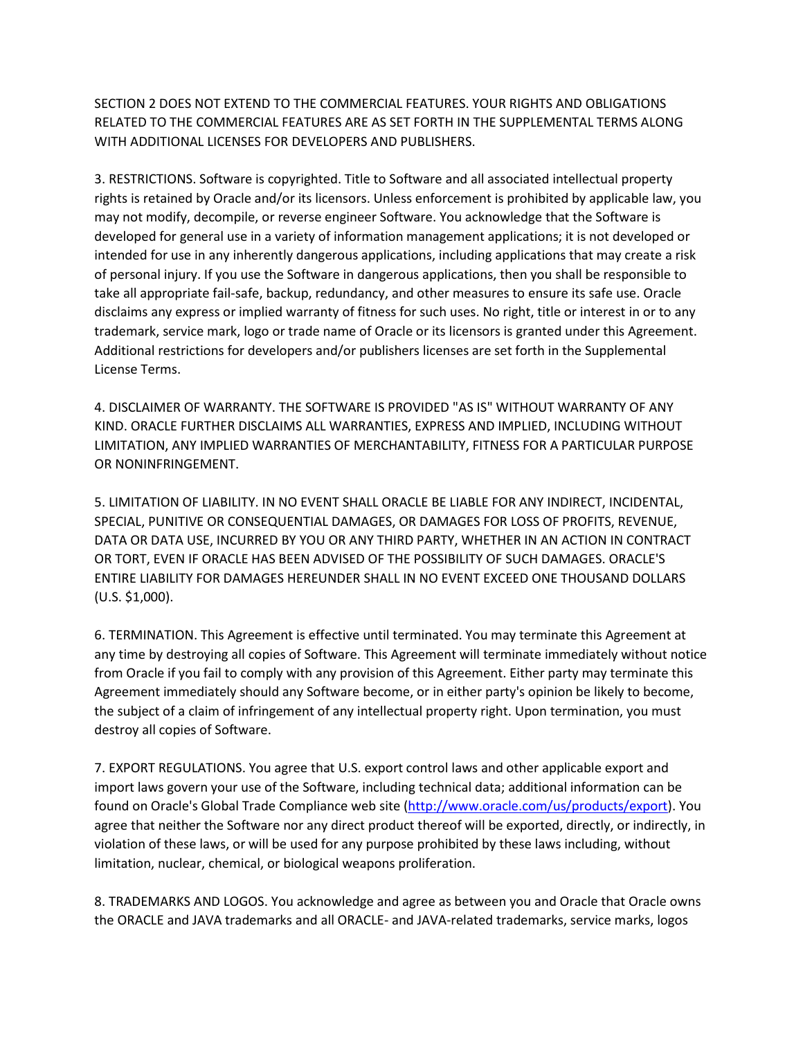SECTION 2 DOES NOT EXTEND TO THE COMMERCIAL FEATURES. YOUR RIGHTS AND OBLIGATIONS RELATED TO THE COMMERCIAL FEATURES ARE AS SET FORTH IN THE SUPPLEMENTAL TERMS ALONG WITH ADDITIONAL LICENSES FOR DEVELOPERS AND PUBLISHERS.

3. RESTRICTIONS. Software is copyrighted. Title to Software and all associated intellectual property rights is retained by Oracle and/or its licensors. Unless enforcement is prohibited by applicable law, you may not modify, decompile, or reverse engineer Software. You acknowledge that the Software is developed for general use in a variety of information management applications; it is not developed or intended for use in any inherently dangerous applications, including applications that may create a risk of personal injury. If you use the Software in dangerous applications, then you shall be responsible to take all appropriate fail-safe, backup, redundancy, and other measures to ensure its safe use. Oracle disclaims any express or implied warranty of fitness for such uses. No right, title or interest in or to any trademark, service mark, logo or trade name of Oracle or its licensors is granted under this Agreement. Additional restrictions for developers and/or publishers licenses are set forth in the Supplemental License Terms.

4. DISCLAIMER OF WARRANTY. THE SOFTWARE IS PROVIDED "AS IS" WITHOUT WARRANTY OF ANY KIND. ORACLE FURTHER DISCLAIMS ALL WARRANTIES, EXPRESS AND IMPLIED, INCLUDING WITHOUT LIMITATION, ANY IMPLIED WARRANTIES OF MERCHANTABILITY, FITNESS FOR A PARTICULAR PURPOSE OR NONINFRINGEMENT.

5. LIMITATION OF LIABILITY. IN NO EVENT SHALL ORACLE BE LIABLE FOR ANY INDIRECT, INCIDENTAL, SPECIAL, PUNITIVE OR CONSEQUENTIAL DAMAGES, OR DAMAGES FOR LOSS OF PROFITS, REVENUE, DATA OR DATA USE, INCURRED BY YOU OR ANY THIRD PARTY, WHETHER IN AN ACTION IN CONTRACT OR TORT, EVEN IF ORACLE HAS BEEN ADVISED OF THE POSSIBILITY OF SUCH DAMAGES. ORACLE'S ENTIRE LIABILITY FOR DAMAGES HEREUNDER SHALL IN NO EVENT EXCEED ONE THOUSAND DOLLARS (U.S. $1,000).

6. TERMINATION. This Agreement is effective until terminated. You may terminate this Agreement at any time by destroying all copies of Software. This Agreement will terminate immediately without notice from Oracle if you fail to comply with any provision of this Agreement. Either party may terminate this Agreement immediately should any Software become, or in either party's opinion be likely to become, the subject of a claim of infringement of any intellectual property right. Upon termination, you must destroy all copies of Software.

7. EXPORT REGULATIONS. You agree that U.S. export control laws and other applicable export and import laws govern your use of the Software, including technical data; additional information can be found on Oracle's Global Trade Compliance web site (http://www.oracle.com/us/products/export). You agree that neither the Software nor any direct product thereof will be exported, directly, or indirectly, in violation of these laws, or will be used for any purpose prohibited by these laws including, without limitation, nuclear, chemical, or biological weapons proliferation.

8. TRADEMARKS AND LOGOS. You acknowledge and agree as between you and Oracle that Oracle owns the ORACLE and JAVA trademarks and all ORACLE- and JAVA-related trademarks, service marks, logos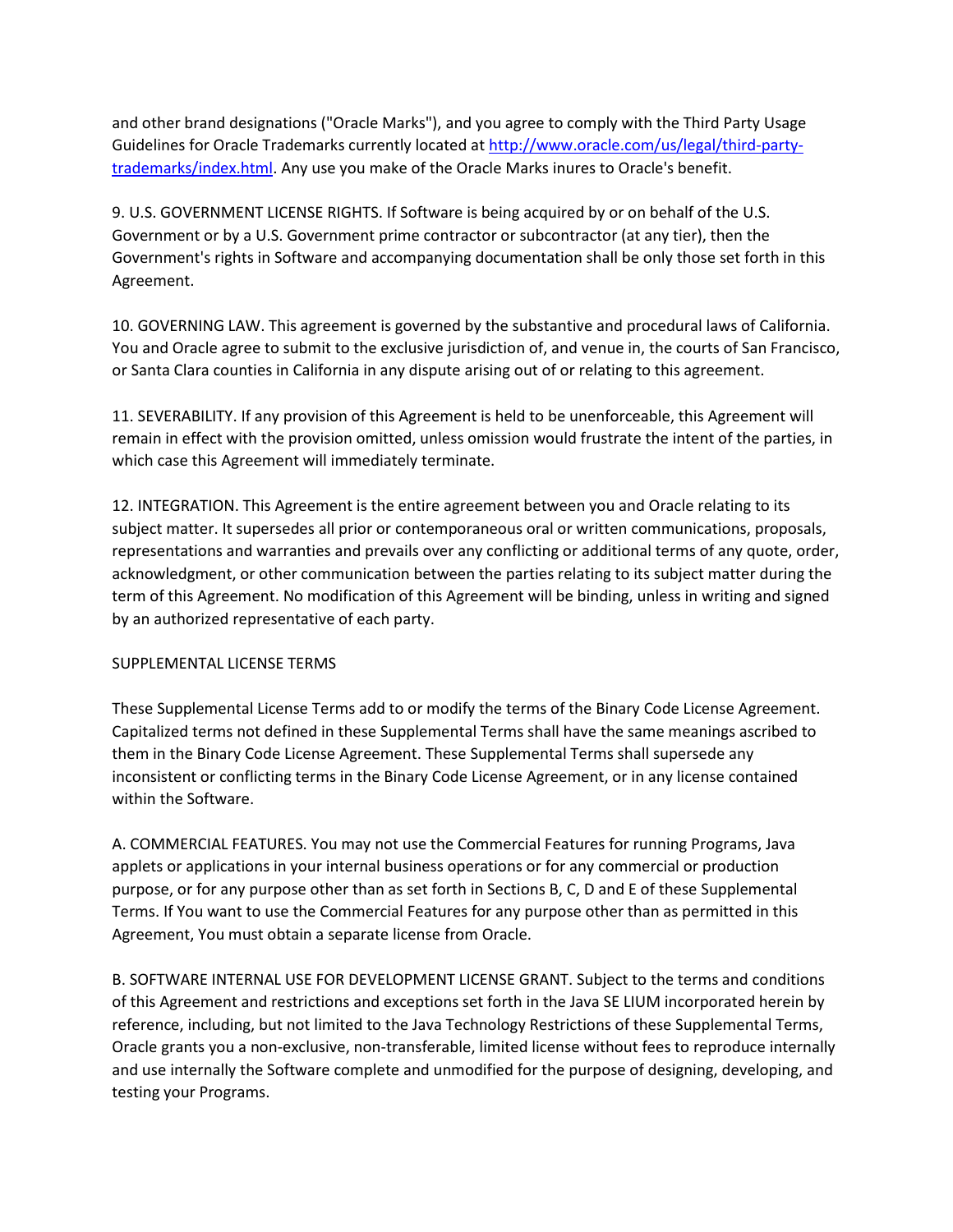and other brand designations ("Oracle Marks"), and you agree to comply with the Third Party Usage Guidelines for Oracle Trademarks currently located at [http://www.oracle.com/us/legal/third-party-trademarks/index.html](http://www.oracle.com/us/legal/third-party-trademarks/index.html). Any use you make of the Oracle Marks inures to Oracle's benefit.

9. U.S. GOVERNMENT LICENSE RIGHTS. If Software is being acquired by or on behalf of the U.S. Government or by a U.S. Government prime contractor or subcontractor (at any tier), then the Government's rights in Software and accompanying documentation shall be only those set forth in this Agreement.

10. GOVERNING LAW. This agreement is governed by the substantive and procedural laws of California. You and Oracle agree to submit to the exclusive jurisdiction of, and venue in, the courts of San Francisco, or Santa Clara counties in California in any dispute arising out of or relating to this agreement.

11. SEVERABILITY. If any provision of this Agreement is held to be unenforceable, this Agreement will remain in effect with the provision omitted, unless omission would frustrate the intent of the parties, in which case this Agreement will immediately terminate.

12. INTEGRATION. This Agreement is the entire agreement between you and Oracle relating to its subject matter. It supersedes all prior or contemporaneous oral or written communications, proposals, representations and warranties and prevails over any conflicting or additional terms of any quote, order, acknowledgment, or other communication between the parties relating to its subject matter during the term of this Agreement. No modification of this Agreement will be binding, unless in writing and signed by an authorized representative of each party.

SUPPLEMENTAL LICENSE TERMS

These Supplemental License Terms add to or modify the terms of the Binary Code License Agreement. Capitalized terms not defined in these Supplemental Terms shall have the same meanings ascribed to them in the Binary Code License Agreement. These Supplemental Terms shall supersede any inconsistent or conflicting terms in the Binary Code License Agreement, or in any license contained within the Software.

A. COMMERCIAL FEATURES. You may not use the Commercial Features for running Programs, Java applets or applications in your internal business operations or for any commercial or production purpose, or for any purpose other than as set forth in Sections B, C, D and E of these Supplemental Terms. If You want to use the Commercial Features for any purpose other than as permitted in this Agreement, You must obtain a separate license from Oracle.

B. SOFTWARE INTERNAL USE FOR DEVELOPMENT LICENSE GRANT. Subject to the terms and conditions of this Agreement and restrictions and exceptions set forth in the Java SE LIUM incorporated herein by reference, including, but not limited to the Java Technology Restrictions of these Supplemental Terms, Oracle grants you a non-exclusive, non-transferable, limited license without fees to reproduce internally and use internally the Software complete and unmodified for the purpose of designing, developing, and testing your Programs.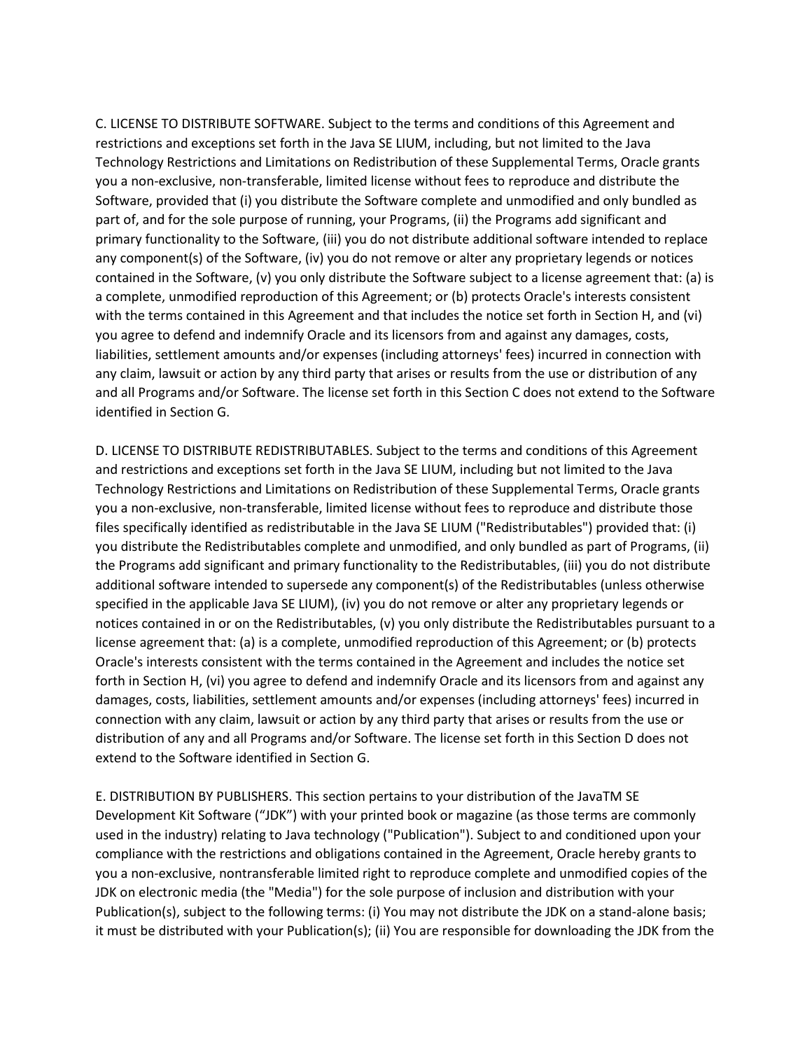C. LICENSE TO DISTRIBUTE SOFTWARE. Subject to the terms and conditions of this Agreement and restrictions and exceptions set forth in the Java SE LIUM, including, but not limited to the Java Technology Restrictions and Limitations on Redistribution of these Supplemental Terms, Oracle grants you a non-exclusive, non-transferable, limited license without fees to reproduce and distribute the Software, provided that (i) you distribute the Software complete and unmodified and only bundled as part of, and for the sole purpose of running, your Programs, (ii) the Programs add significant and primary functionality to the Software, (iii) you do not distribute additional software intended to replace any component(s) of the Software, (iv) you do not remove or alter any proprietary legends or notices contained in the Software, (v) you only distribute the Software subject to a license agreement that: (a) is a complete, unmodified reproduction of this Agreement; or (b) protects Oracle's interests consistent with the terms contained in this Agreement and that includes the notice set forth in Section H, and (vi) you agree to defend and indemnify Oracle and its licensors from and against any damages, costs, liabilities, settlement amounts and/or expenses (including attorneys' fees) incurred in connection with any claim, lawsuit or action by any third party that arises or results from the use or distribution of any and all Programs and/or Software. The license set forth in this Section C does not extend to the Software identified in Section G.

D. LICENSE TO DISTRIBUTE REDISTRIBUTABLES. Subject to the terms and conditions of this Agreement and restrictions and exceptions set forth in the Java SE LIUM, including but not limited to the Java Technology Restrictions and Limitations on Redistribution of these Supplemental Terms, Oracle grants you a non-exclusive, non-transferable, limited license without fees to reproduce and distribute those files specifically identified as redistributable in the Java SE LIUM ("Redistributables") provided that: (i) you distribute the Redistributables complete and unmodified, and only bundled as part of Programs, (ii) the Programs add significant and primary functionality to the Redistributables, (iii) you do not distribute additional software intended to supersede any component(s) of the Redistributables (unless otherwise specified in the applicable Java SE LIUM), (iv) you do not remove or alter any proprietary legends or notices contained in or on the Redistributables, (v) you only distribute the Redistributables pursuant to a license agreement that: (a) is a complete, unmodified reproduction of this Agreement; or (b) protects Oracle's interests consistent with the terms contained in the Agreement and includes the notice set forth in Section H, (vi) you agree to defend and indemnify Oracle and its licensors from and against any damages, costs, liabilities, settlement amounts and/or expenses (including attorneys' fees) incurred in connection with any claim, lawsuit or action by any third party that arises or results from the use or distribution of any and all Programs and/or Software. The license set forth in this Section D does not extend to the Software identified in Section G.

E. DISTRIBUTION BY PUBLISHERS. This section pertains to your distribution of the JavaTM SE Development Kit Software ("JDK") with your printed book or magazine (as those terms are commonly used in the industry) relating to Java technology ("Publication"). Subject to and conditioned upon your compliance with the restrictions and obligations contained in the Agreement, Oracle hereby grants to you a non-exclusive, nontransferable limited right to reproduce complete and unmodified copies of the JDK on electronic media (the "Media") for the sole purpose of inclusion and distribution with your Publication(s), subject to the following terms: (i) You may not distribute the JDK on a stand-alone basis; it must be distributed with your Publication(s); (ii) You are responsible for downloading the JDK from the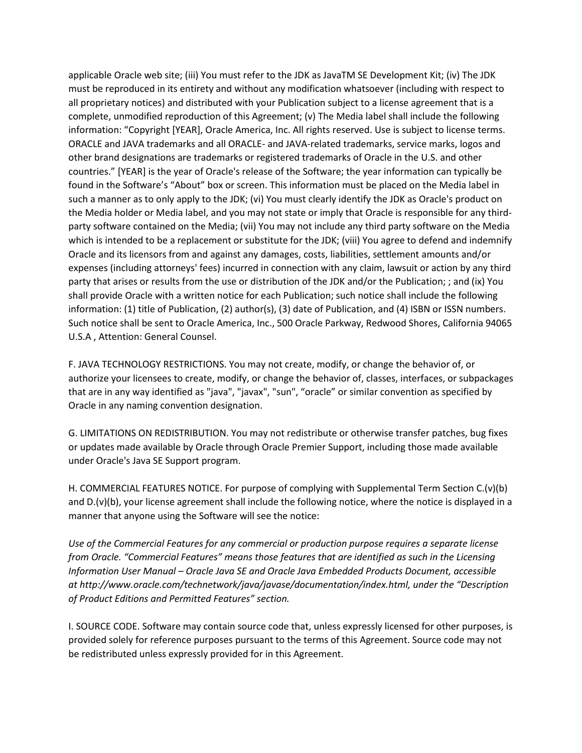applicable Oracle web site; (iii) You must refer to the JDK as JavaTM SE Development Kit; (iv) The JDK must be reproduced in its entirety and without any modification whatsoever (including with respect to all proprietary notices) and distributed with your Publication subject to a license agreement that is a complete, unmodified reproduction of this Agreement; (v) The Media label shall include the following information: “Copyright [YEAR], Oracle America, Inc. All rights reserved. Use is subject to license terms. ORACLE and JAVA trademarks and all ORACLE- and JAVA-related trademarks, service marks, logos and other brand designations are trademarks or registered trademarks of Oracle in the U.S. and other countries.” [YEAR] is the year of Oracle's release of the Software; the year information can typically be found in the Software’s “About” box or screen. This information must be placed on the Media label in such a manner as to only apply to the JDK; (vi) You must clearly identify the JDK as Oracle's product on the Media holder or Media label, and you may not state or imply that Oracle is responsible for any third-party software contained on the Media; (vii) You may not include any third party software on the Media which is intended to be a replacement or substitute for the JDK; (viii) You agree to defend and indemnify Oracle and its licensors from and against any damages, costs, liabilities, settlement amounts and/or expenses (including attorneys' fees) incurred in connection with any claim, lawsuit or action by any third party that arises or results from the use or distribution of the JDK and/or the Publication; ; and (ix) You shall provide Oracle with a written notice for each Publication; such notice shall include the following information: (1) title of Publication, (2) author(s), (3) date of Publication, and (4) ISBN or ISSN numbers. Such notice shall be sent to Oracle America, Inc., 500 Oracle Parkway, Redwood Shores, California 94065 U.S.A , Attention: General Counsel.

F. JAVA TECHNOLOGY RESTRICTIONS. You may not create, modify, or change the behavior of, or authorize your licensees to create, modify, or change the behavior of, classes, interfaces, or subpackages that are in any way identified as "java", "javax", "sun", “oracle” or similar convention as specified by Oracle in any naming convention designation.

G. LIMITATIONS ON REDISTRIBUTION. You may not redistribute or otherwise transfer patches, bug fixes or updates made available by Oracle through Oracle Premier Support, including those made available under Oracle's Java SE Support program.

H. COMMERCIAL FEATURES NOTICE. For purpose of complying with Supplemental Term Section C.(v)(b) and D.(v)(b), your license agreement shall include the following notice, where the notice is displayed in a manner that anyone using the Software will see the notice:

*Use of the Commercial Features for any commercial or production purpose requires a separate license from Oracle. “Commercial Features” means those features that are identified as such in the Licensing Information User Manual – Oracle Java SE and Oracle Java Embedded Products Document, accessible at http://www.oracle.com/technetwork/java/javase/documentation/index.html, under the “Description of Product Editions and Permitted Features” section.*

I. SOURCE CODE. Software may contain source code that, unless expressly licensed for other purposes, is provided solely for reference purposes pursuant to the terms of this Agreement. Source code may not be redistributed unless expressly provided for in this Agreement.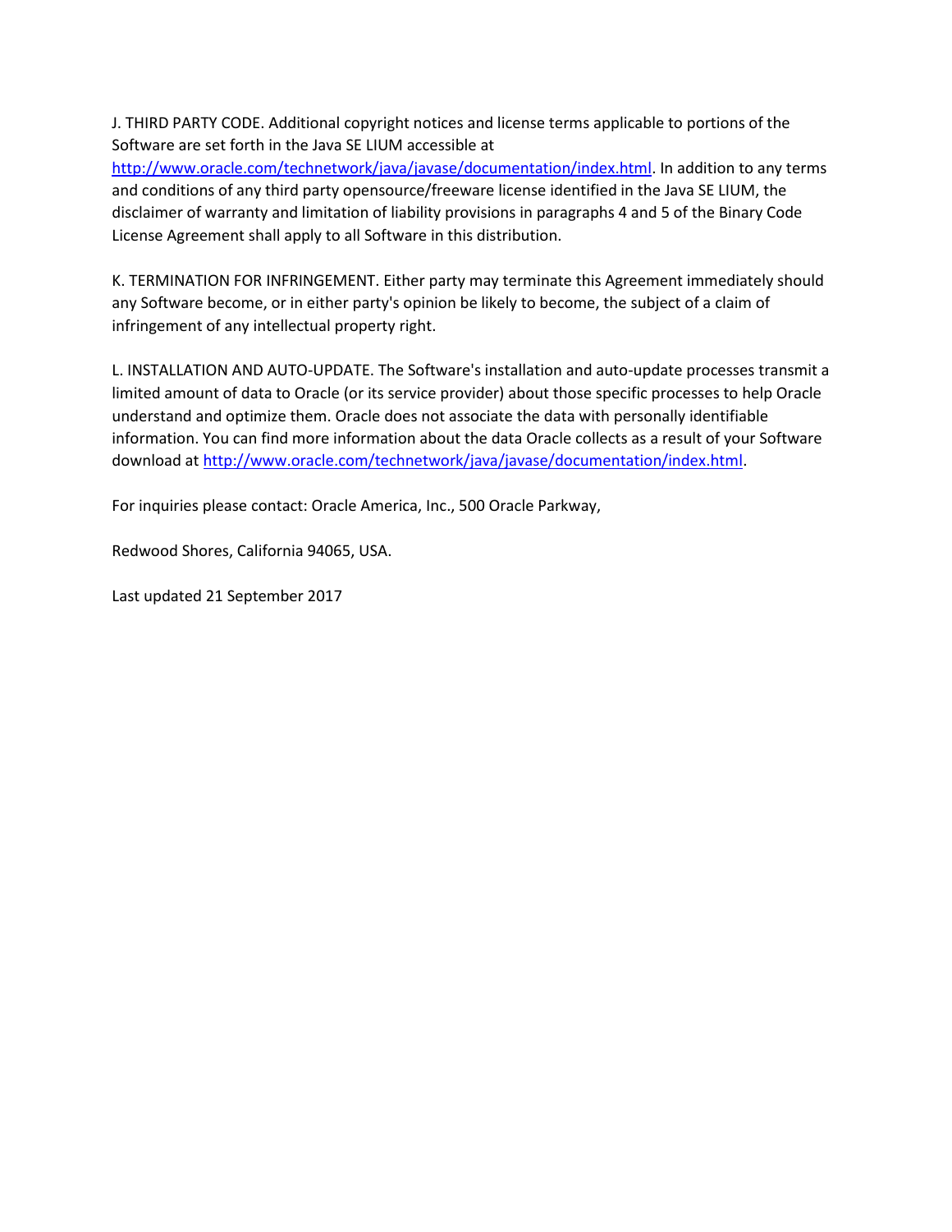J. THIRD PARTY CODE. Additional copyright notices and license terms applicable to portions of the Software are set forth in the Java SE LIUM accessible at http://www.oracle.com/technetwork/java/javase/documentation/index.html. In addition to any terms and conditions of any third party opensource/freeware license identified in the Java SE LIUM, the disclaimer of warranty and limitation of liability provisions in paragraphs 4 and 5 of the Binary Code License Agreement shall apply to all Software in this distribution.

K. TERMINATION FOR INFRINGEMENT. Either party may terminate this Agreement immediately should any Software become, or in either party's opinion be likely to become, the subject of a claim of infringement of any intellectual property right.

L. INSTALLATION AND AUTO-UPDATE. The Software's installation and auto-update processes transmit a limited amount of data to Oracle (or its service provider) about those specific processes to help Oracle understand and optimize them. Oracle does not associate the data with personally identifiable information. You can find more information about the data Oracle collects as a result of your Software download at http://www.oracle.com/technetwork/java/javase/documentation/index.html.

For inquiries please contact: Oracle America, Inc., 500 Oracle Parkway,

Redwood Shores, California 94065, USA.

Last updated 21 September 2017